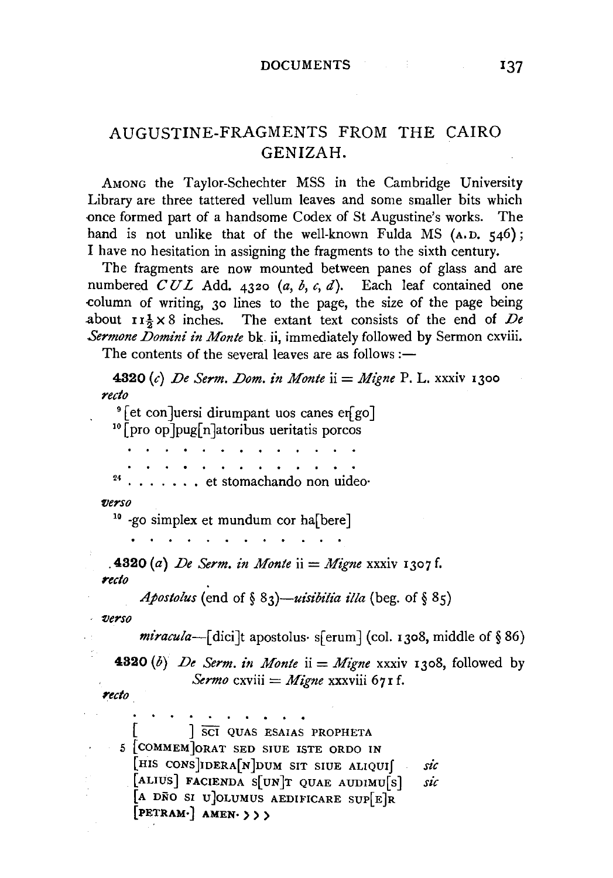## AUGUSTINE-FRAGMENTS FROM THE CAIRO GENIZAH.

AMONG the Taylor-Schechter MSS in the Cambridge University Library are three tattered vellum leaves and some smaller bits which once formed part of a handsome Codex of St Augustine's works. The hand is not unlike that of the well-known Fulda MS (A.D. 546); I have no hesitation in assigning the fragments to the sixth century.

The fragments are now mounted between panes of glass and are numbered *CUL* Add. 4320 (*a*, *b*, *c*, *d*). Each leaf contained one column of writing, 30 lines to the page, the size of the page being about $11\frac{1}{2} \times 8$ inches. The extant text consists of the end of *De Sermone Domini in Monte* bk. ii, immediately followed by Sermon cxviii.

The contents of the several leaves are as follows:—

**4320** (*c*) *De Serm. Dom. in Monte* ii = *Migne* P. L. xxxiv 1300

*recto*

[9] [et con]uersi dirumpant uos canes er[go]
[10] [pro op]pug[n]atoribus ueritatis porcos

. . . . . . . . . . . . . .
. . . . . . . . . . . . . .

[24] . . . . . . . et stomachando non uideo·

*verso*

[19] -go simplex et mundum cor ha[bere]

. . . . . . . . . . . . . .

**4320** (*a*) *De Serm. in Monte* ii = *Migne* xxxiv 1307 f.

*recto*

*Apostolus* (end of § 83)—*uisibilia illa* (beg. of § 85)

*verso*

*miracula*—[dici]t apostolus· s[erum] (col. 1308, middle of § 86)

**4320** (*b*) *De Serm. in Monte* ii = *Migne* xxxiv 1308, followed by *Sermo* cxviii = *Migne* xxxviii 671 f.

*recto*

. . . . . . . . . . .

[ ] SCI QUAS ESAIAS PROPHETA
5 [COMMEM]ORAT SED SIUE ISTE ORDO IN
[HIS CONS]IDERA[N]DUM SIT SIUE ALIQUIſ *sic*
[ALIUS] FACIENDA S[UN]T QUAE AUDIMU[S] *sic*
[A DÑO SI U]OLUMUS AEDIFICARE SUP[E]R
[PETRAM·] AMEN· >>>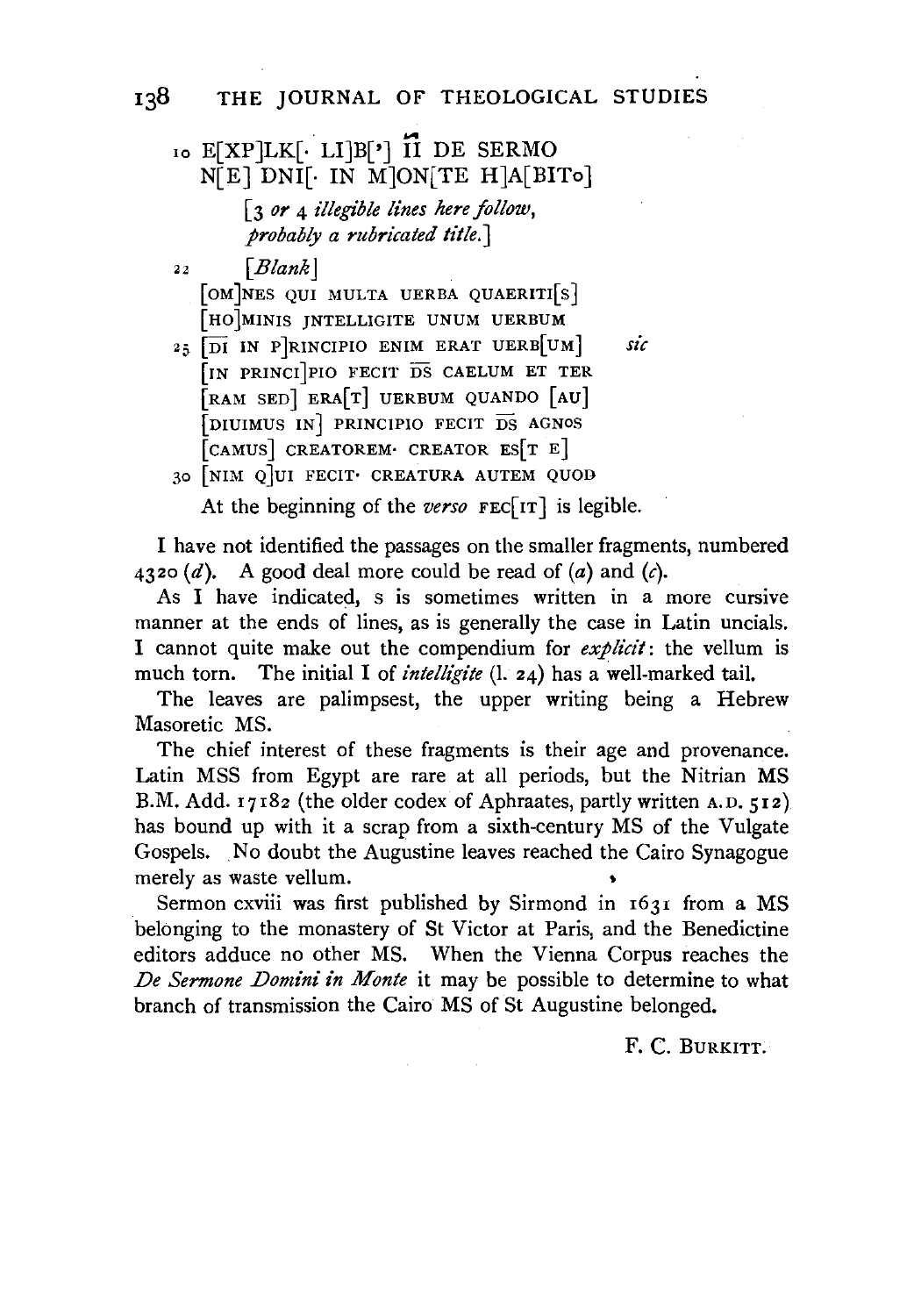10 E[XP]LK[· LI]B[ʾ] II DE SERMO
N[E] DNI[· IN M]ON[TE H]A[BITo]

*[3 or 4 illegible lines here follow, probably a rubricated title.]*

22 *[Blank]*

[OM]NES QUI MULTA UERBA QUAERITI[S]
[HO]MINIS JNTELLIGITE UNUM UERBUM
25 [DI IN P]RINCIPIO ENIM ERAT UERB[UM] *sic*
[IN PRINCI]PIO FECIT DS CAELUM ET TER
[RAM SED] ERA[T] UERBUM QUANDO [AU]
[DIUIMUS IN] PRINCIPIO FECIT DS AGNOS
[CAMUS] CREATOREM· CREATOR ES[T E]
30 [NIM Q]UI FECIT· CREATURA AUTEM QUOD

At the beginning of the *verso* FEC[IT] is legible.

I have not identified the passages on the smaller fragments, numbered 4320 (*d*). A good deal more could be read of (*a*) and (*c*).

As I have indicated, S is sometimes written in a more cursive manner at the ends of lines, as is generally the case in Latin uncials. I cannot quite make out the compendium for *explicit*: the vellum is much torn. The initial I of *intelligite* (l. 24) has a well-marked tail.

The leaves are palimpsest, the upper writing being a Hebrew Masoretic MS.

The chief interest of these fragments is their age and provenance. Latin MSS from Egypt are rare at all periods, but the Nitrian MS B.M. Add. 17182 (the older codex of Aphraates, partly written A.D. 512) has bound up with it a scrap from a sixth-century MS of the Vulgate Gospels. No doubt the Augustine leaves reached the Cairo Synagogue merely as waste vellum.

Sermon cxviii was first published by Sirmond in 1631 from a MS belonging to the monastery of St Victor at Paris, and the Benedictine editors adduce no other MS. When the Vienna Corpus reaches the *De Sermone Domini in Monte* it may be possible to determine to what branch of transmission the Cairo MS of St Augustine belonged.

F. C. BURKITT.